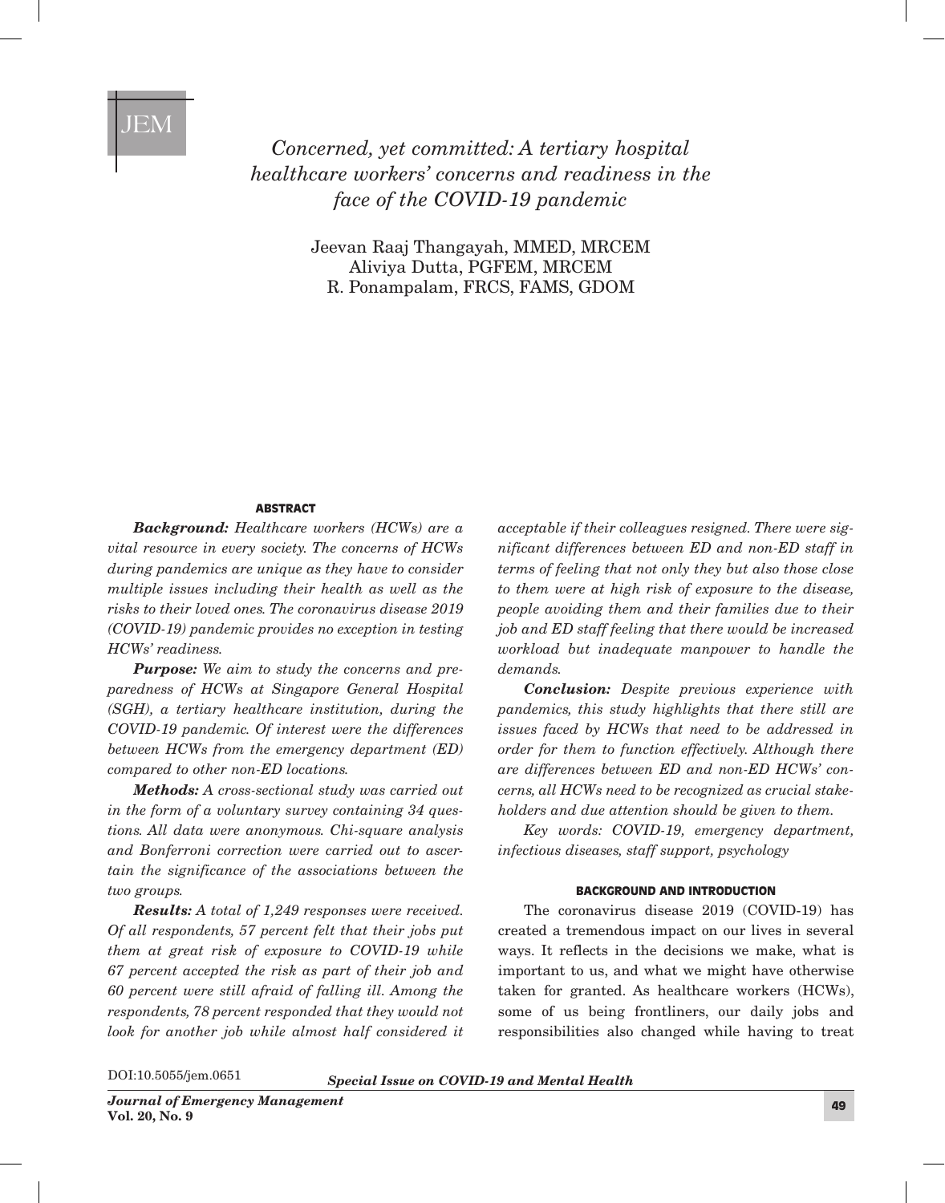JEM

# Concerned, yet committed: A tertiary hospital healthcare workers' concerns and readiness in the face of the COVID-19 pandemic

Jeevan Raaj Thangayah, MMED, MRCEM
Aliviya Dutta, PGFEM, MRCEM
R. Ponampalam, FRCS, FAMS, GDOM

## ABSTRACT

***Background:*** *Healthcare workers (HCWs) are a vital resource in every society. The concerns of HCWs during pandemics are unique as they have to consider multiple issues including their health as well as the risks to their loved ones. The coronavirus disease 2019 (COVID-19) pandemic provides no exception in testing HCWs' readiness.*

***Purpose:*** *We aim to study the concerns and preparedness of HCWs at Singapore General Hospital (SGH), a tertiary healthcare institution, during the COVID-19 pandemic. Of interest were the differences between HCWs from the emergency department (ED) compared to other non-ED locations.*

***Methods:*** *A cross-sectional study was carried out in the form of a voluntary survey containing 34 questions. All data were anonymous. Chi-square analysis and Bonferroni correction were carried out to ascertain the significance of the associations between the two groups.*

***Results:*** *A total of 1,249 responses were received. Of all respondents, 57 percent felt that their jobs put them at great risk of exposure to COVID-19 while 67 percent accepted the risk as part of their job and 60 percent were still afraid of falling ill. Among the respondents, 78 percent responded that they would not look for another job while almost half considered it acceptable if their colleagues resigned. There were significant differences between ED and non-ED staff in terms of feeling that not only they but also those close to them were at high risk of exposure to the disease, people avoiding them and their families due to their job and ED staff feeling that there would be increased workload but inadequate manpower to handle the demands.*

***Conclusion:*** *Despite previous experience with pandemics, this study highlights that there still are issues faced by HCWs that need to be addressed in order for them to function effectively. Although there are differences between ED and non-ED HCWs' concerns, all HCWs need to be recognized as crucial stakeholders and due attention should be given to them.*

*Key words: COVID-19, emergency department, infectious diseases, staff support, psychology*

## BACKGROUND AND INTRODUCTION

The coronavirus disease 2019 (COVID-19) has created a tremendous impact on our lives in several ways. It reflects in the decisions we make, what is important to us, and what we might have otherwise taken for granted. As healthcare workers (HCWs), some of us being frontliners, our daily jobs and responsibilities also changed while having to treat

DOI:10.5055/jem.0651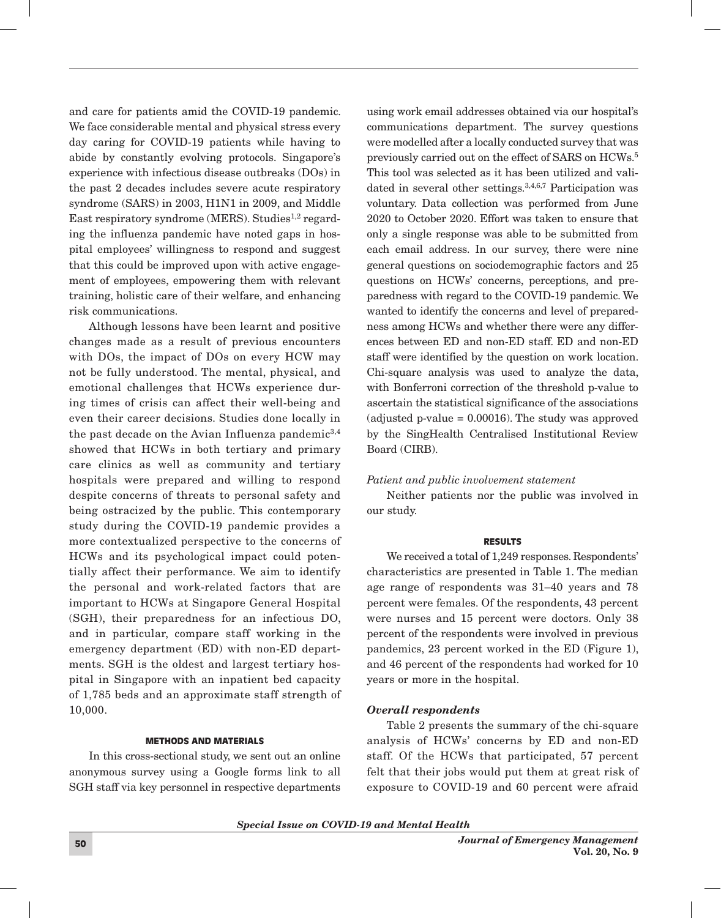and care for patients amid the COVID-19 pandemic. We face considerable mental and physical stress every day caring for COVID-19 patients while having to abide by constantly evolving protocols. Singapore's experience with infectious disease outbreaks (DOs) in the past 2 decades includes severe acute respiratory syndrome (SARS) in 2003, H1N1 in 2009, and Middle East respiratory syndrome (MERS). Studies[1,2] regarding the influenza pandemic have noted gaps in hospital employees' willingness to respond and suggest that this could be improved upon with active engagement of employees, empowering them with relevant training, holistic care of their welfare, and enhancing risk communications.

Although lessons have been learnt and positive changes made as a result of previous encounters with DOs, the impact of DOs on every HCW may not be fully understood. The mental, physical, and emotional challenges that HCWs experience during times of crisis can affect their well-being and even their career decisions. Studies done locally in the past decade on the Avian Influenza pandemic[3,4] showed that HCWs in both tertiary and primary care clinics as well as community and tertiary hospitals were prepared and willing to respond despite concerns of threats to personal safety and being ostracized by the public. This contemporary study during the COVID-19 pandemic provides a more contextualized perspective to the concerns of HCWs and its psychological impact could potentially affect their performance. We aim to identify the personal and work-related factors that are important to HCWs at Singapore General Hospital (SGH), their preparedness for an infectious DO, and in particular, compare staff working in the emergency department (ED) with non-ED departments. SGH is the oldest and largest tertiary hospital in Singapore with an inpatient bed capacity of 1,785 beds and an approximate staff strength of 10,000.

## METHODS AND MATERIALS

In this cross-sectional study, we sent out an online anonymous survey using a Google forms link to all SGH staff via key personnel in respective departments using work email addresses obtained via our hospital's communications department. The survey questions were modelled after a locally conducted survey that was previously carried out on the effect of SARS on HCWs.[5] This tool was selected as it has been utilized and validated in several other settings.[3,4,6,7] Participation was voluntary. Data collection was performed from June 2020 to October 2020. Effort was taken to ensure that only a single response was able to be submitted from each email address. In our survey, there were nine general questions on sociodemographic factors and 25 questions on HCWs' concerns, perceptions, and preparedness with regard to the COVID-19 pandemic. We wanted to identify the concerns and level of preparedness among HCWs and whether there were any differences between ED and non-ED staff. ED and non-ED staff were identified by the question on work location. Chi-square analysis was used to analyze the data, with Bonferroni correction of the threshold p-value to ascertain the statistical significance of the associations (adjusted p-value = 0.00016). The study was approved by the SingHealth Centralised Institutional Review Board (CIRB).

*Patient and public involvement statement*

Neither patients nor the public was involved in our study.

## RESULTS

We received a total of 1,249 responses. Respondents' characteristics are presented in Table 1. The median age range of respondents was 31–40 years and 78 percent were females. Of the respondents, 43 percent were nurses and 15 percent were doctors. Only 38 percent of the respondents were involved in previous pandemics, 23 percent worked in the ED (Figure 1), and 46 percent of the respondents had worked for 10 years or more in the hospital.

### *Overall respondents*

Table 2 presents the summary of the chi-square analysis of HCWs' concerns by ED and non-ED staff. Of the HCWs that participated, 57 percent felt that their jobs would put them at great risk of exposure to COVID-19 and 60 percent were afraid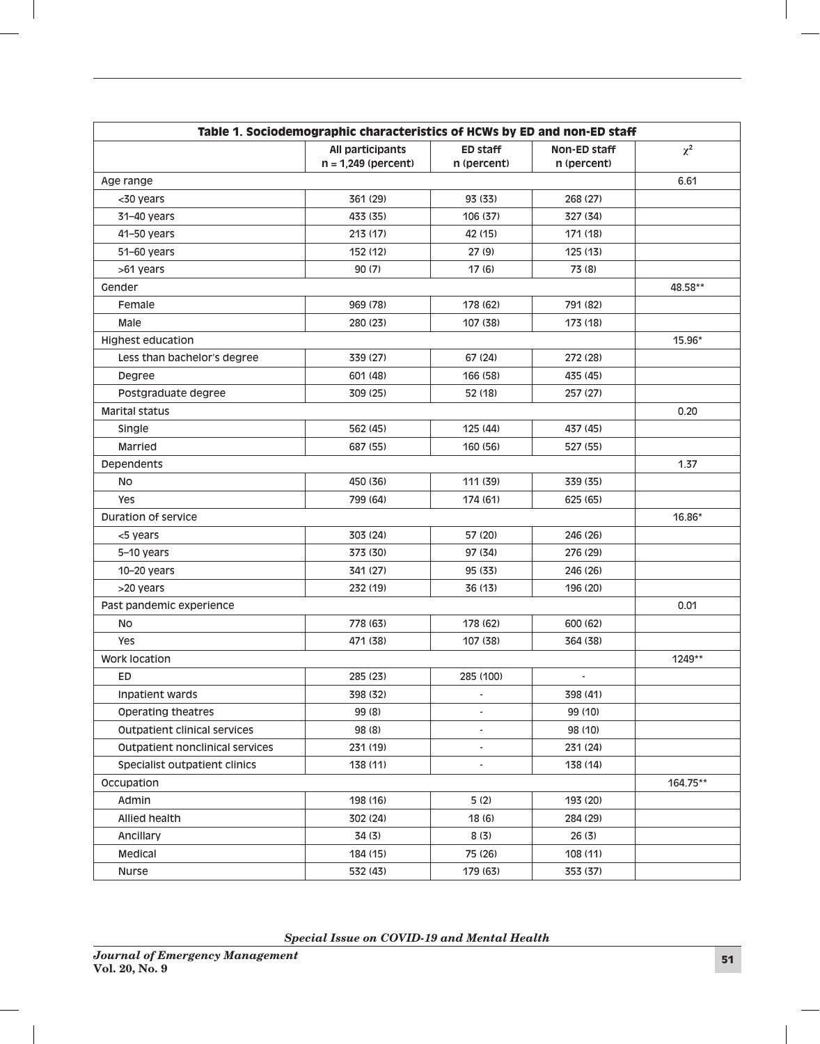**Table 1. Sociodemographic characteristics of HCWs by ED and non-ED staff**

| | All participants n = 1,249 (percent) | ED staff n (percent) | Non-ED staff n (percent) | $\chi^2$ |
|---|---|---|---|---|
| Age range | | | | 6.61 |
| <30 years | 361 (29) | 93 (33) | 268 (27) | |
| 31–40 years | 433 (35) | 106 (37) | 327 (34) | |
| 41–50 years | 213 (17) | 42 (15) | 171 (18) | |
| 51–60 years | 152 (12) | 27 (9) | 125 (13) | |
| >61 years | 90 (7) | 17 (6) | 73 (8) | |
| Gender | | | | 48.58** |
| Female | 969 (78) | 178 (62) | 791 (82) | |
| Male | 280 (23) | 107 (38) | 173 (18) | |
| Highest education | | | | 15.96* |
| Less than bachelor's degree | 339 (27) | 67 (24) | 272 (28) | |
| Degree | 601 (48) | 166 (58) | 435 (45) | |
| Postgraduate degree | 309 (25) | 52 (18) | 257 (27) | |
| Marital status | | | | 0.20 |
| Single | 562 (45) | 125 (44) | 437 (45) | |
| Married | 687 (55) | 160 (56) | 527 (55) | |
| Dependents | | | | 1.37 |
| No | 450 (36) | 111 (39) | 339 (35) | |
| Yes | 799 (64) | 174 (61) | 625 (65) | |
| Duration of service | | | | 16.86* |
| <5 years | 303 (24) | 57 (20) | 246 (26) | |
| 5–10 years | 373 (30) | 97 (34) | 276 (29) | |
| 10–20 years | 341 (27) | 95 (33) | 246 (26) | |
| >20 years | 232 (19) | 36 (13) | 196 (20) | |
| Past pandemic experience | | | | 0.01 |
| No | 778 (63) | 178 (62) | 600 (62) | |
| Yes | 471 (38) | 107 (38) | 364 (38) | |
| Work location | | | | 1249** |
| ED | 285 (23) | 285 (100) | - | |
| Inpatient wards | 398 (32) | - | 398 (41) | |
| Operating theatres | 99 (8) | - | 99 (10) | |
| Outpatient clinical services | 98 (8) | - | 98 (10) | |
| Outpatient nonclinical services | 231 (19) | - | 231 (24) | |
| Specialist outpatient clinics | 138 (11) | - | 138 (14) | |
| Occupation | | | | 164.75** |
| Admin | 198 (16) | 5 (2) | 193 (20) | |
| Allied health | 302 (24) | 18 (6) | 284 (29) | |
| Ancillary | 34 (3) | 8 (3) | 26 (3) | |
| Medical | 184 (15) | 75 (26) | 108 (11) | |
| Nurse | 532 (43) | 179 (63) | 353 (37) | |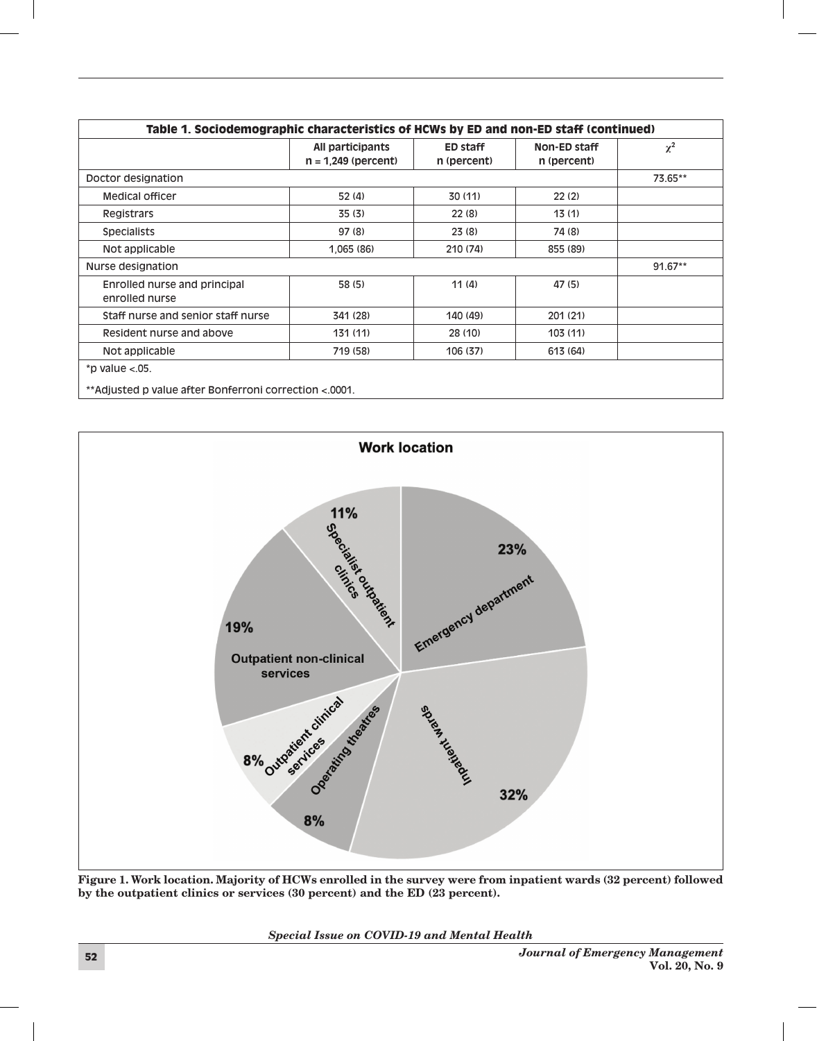**Table 1. Sociodemographic characteristics of HCWs by ED and non-ED staff (continued)**

| | All participants n = 1,249 (percent) | ED staff n (percent) | Non-ED staff n (percent) | $\chi^2$ |
|---|---|---|---|---|
| Doctor designation | | | | 73.65** |
| Medical officer | 52 (4) | 30 (11) | 22 (2) | |
| Registrars | 35 (3) | 22 (8) | 13 (1) | |
| Specialists | 97 (8) | 23 (8) | 74 (8) | |
| Not applicable | 1,065 (86) | 210 (74) | 855 (89) | |
| Nurse designation | | | | 91.67** |
| Enrolled nurse and principal enrolled nurse | 58 (5) | 11 (4) | 47 (5) | |
| Staff nurse and senior staff nurse | 341 (28) | 140 (49) | 201 (21) | |
| Resident nurse and above | 131 (11) | 28 (10) | 103 (11) | |
| Not applicable | 719 (58) | 106 (37) | 613 (64) | |

*p value <.05.

**Adjusted p value after Bonferroni correction <.0001.

**Figure 1. Work location. Majority of HCWs enrolled in the survey were from inpatient wards (32 percent) followed by the outpatient clinics or services (30 percent) and the ED (23 percent).**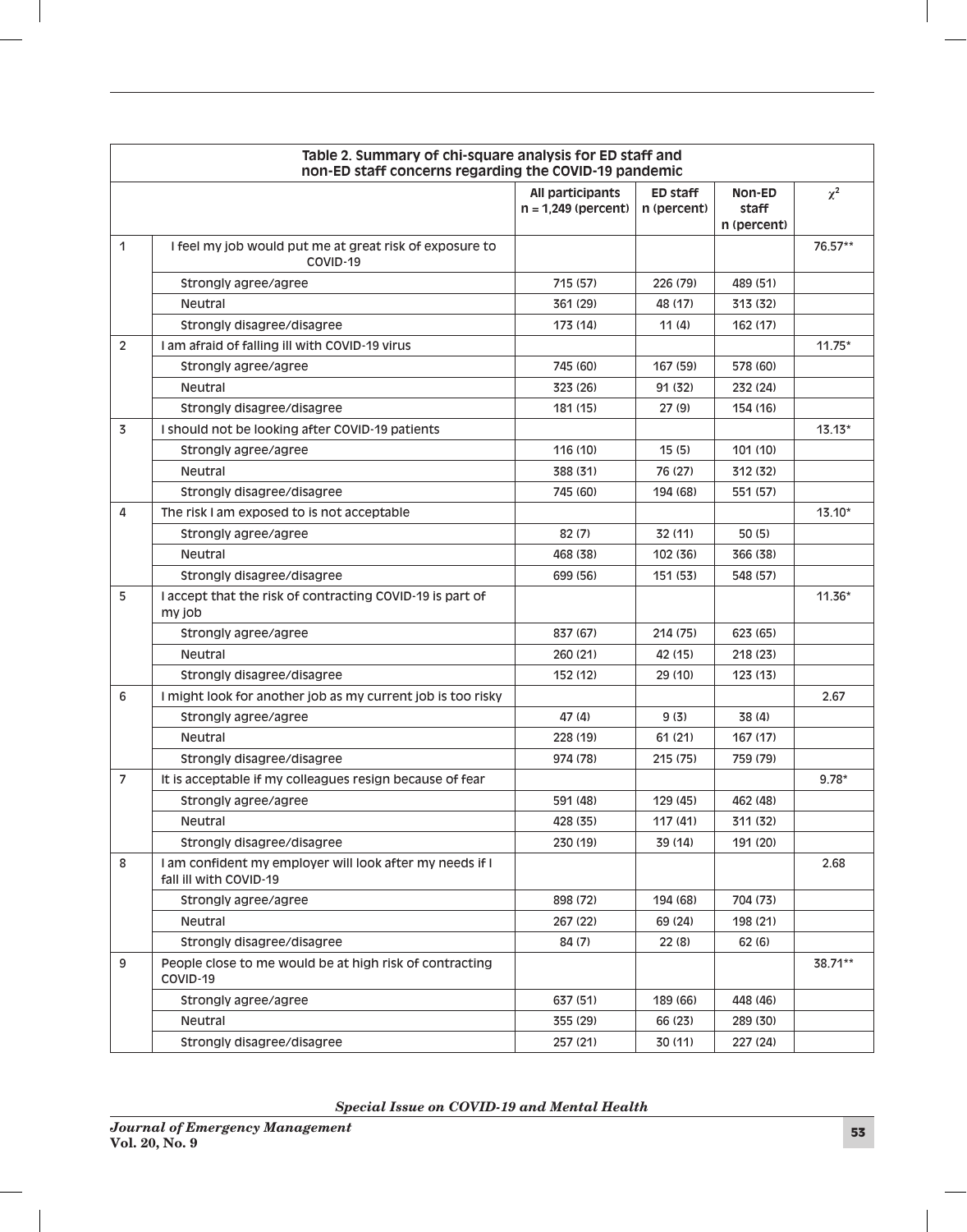Table 2. Summary of chi-square analysis for ED staff and non-ED staff concerns regarding the COVID-19 pandemic

| | | All participants n = 1,249 (percent) | ED staff n (percent) | Non-ED staff n (percent) | $\chi^2$ |
|---|---|---|---|---|---|
| 1 | I feel my job would put me at great risk of exposure to COVID-19 | | | | 76.57** |
| | Strongly agree/agree | 715 (57) | 226 (79) | 489 (51) | |
| | Neutral | 361 (29) | 48 (17) | 313 (32) | |
| | Strongly disagree/disagree | 173 (14) | 11 (4) | 162 (17) | |
| 2 | I am afraid of falling ill with COVID-19 virus | | | | 11.75* |
| | Strongly agree/agree | 745 (60) | 167 (59) | 578 (60) | |
| | Neutral | 323 (26) | 91 (32) | 232 (24) | |
| | Strongly disagree/disagree | 181 (15) | 27 (9) | 154 (16) | |
| 3 | I should not be looking after COVID-19 patients | | | | 13.13* |
| | Strongly agree/agree | 116 (10) | 15 (5) | 101 (10) | |
| | Neutral | 388 (31) | 76 (27) | 312 (32) | |
| | Strongly disagree/disagree | 745 (60) | 194 (68) | 551 (57) | |
| 4 | The risk I am exposed to is not acceptable | | | | 13.10* |
| | Strongly agree/agree | 82 (7) | 32 (11) | 50 (5) | |
| | Neutral | 468 (38) | 102 (36) | 366 (38) | |
| | Strongly disagree/disagree | 699 (56) | 151 (53) | 548 (57) | |
| 5 | I accept that the risk of contracting COVID-19 is part of my job | | | | 11.36* |
| | Strongly agree/agree | 837 (67) | 214 (75) | 623 (65) | |
| | Neutral | 260 (21) | 42 (15) | 218 (23) | |
| | Strongly disagree/disagree | 152 (12) | 29 (10) | 123 (13) | |
| 6 | I might look for another job as my current job is too risky | | | | 2.67 |
| | Strongly agree/agree | 47 (4) | 9 (3) | 38 (4) | |
| | Neutral | 228 (19) | 61 (21) | 167 (17) | |
| | Strongly disagree/disagree | 974 (78) | 215 (75) | 759 (79) | |
| 7 | It is acceptable if my colleagues resign because of fear | | | | 9.78* |
| | Strongly agree/agree | 591 (48) | 129 (45) | 462 (48) | |
| | Neutral | 428 (35) | 117 (41) | 311 (32) | |
| | Strongly disagree/disagree | 230 (19) | 39 (14) | 191 (20) | |
| 8 | I am confident my employer will look after my needs if I fall ill with COVID-19 | | | | 2.68 |
| | Strongly agree/agree | 898 (72) | 194 (68) | 704 (73) | |
| | Neutral | 267 (22) | 69 (24) | 198 (21) | |
| | Strongly disagree/disagree | 84 (7) | 22 (8) | 62 (6) | |
| 9 | People close to me would be at high risk of contracting COVID-19 | | | | 38.71** |
| | Strongly agree/agree | 637 (51) | 189 (66) | 448 (46) | |
| | Neutral | 355 (29) | 66 (23) | 289 (30) | |
| | Strongly disagree/disagree | 257 (21) | 30 (11) | 227 (24) | |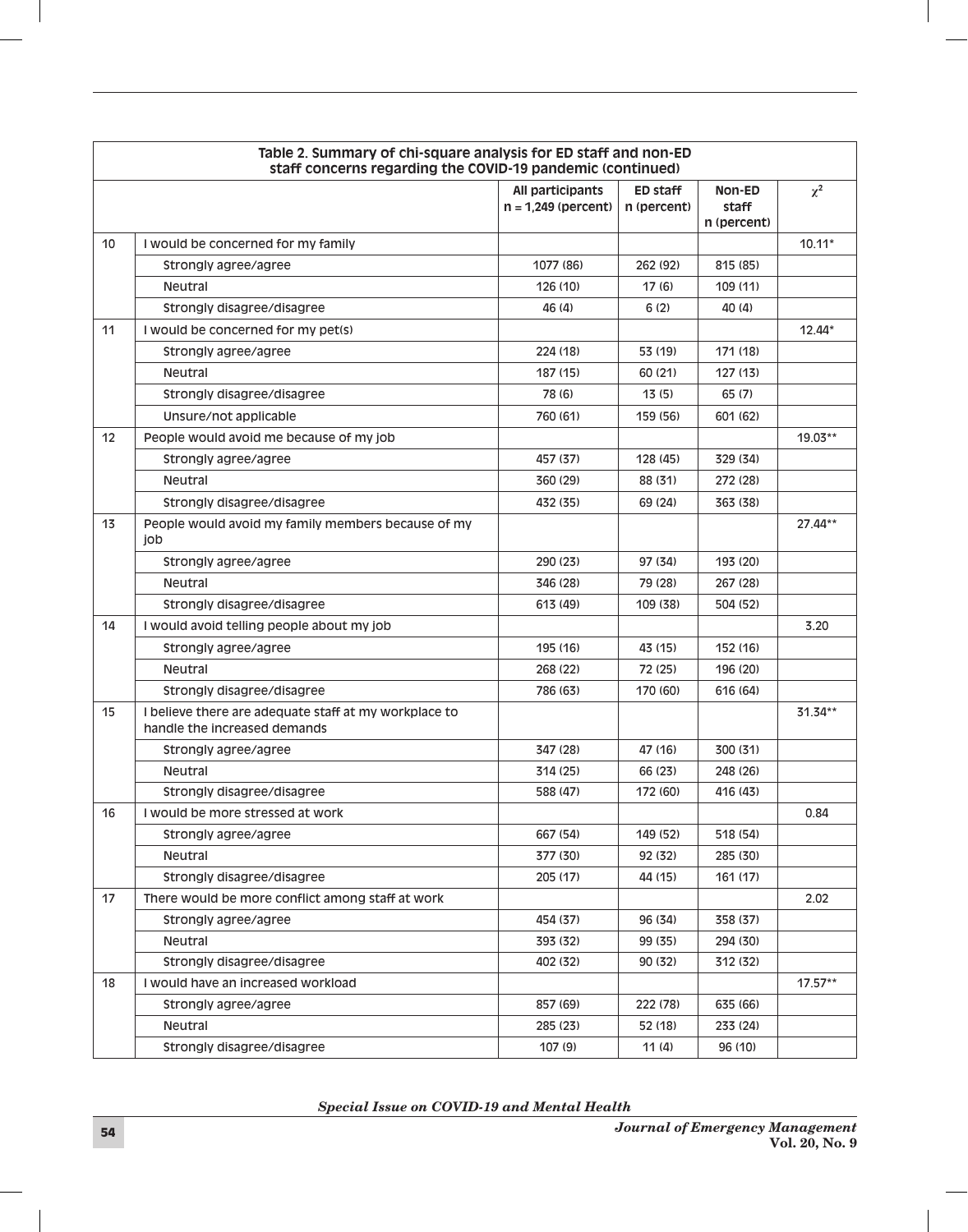| Table 2. Summary of chi-square analysis for ED staff and non-ED staff concerns regarding the COVID-19 pandemic (continued) | | | | | |
|---|---|---|---|---|---|
| | | All participants n = 1,249 (percent) | ED staff n (percent) | Non-ED staff n (percent) | $\chi^2$ |
| 10 | I would be concerned for my family | | | | 10.11* |
| | Strongly agree/agree | 1077 (86) | 262 (92) | 815 (85) | |
| | Neutral | 126 (10) | 17 (6) | 109 (11) | |
| | Strongly disagree/disagree | 46 (4) | 6 (2) | 40 (4) | |
| 11 | I would be concerned for my pet(s) | | | | 12.44* |
| | Strongly agree/agree | 224 (18) | 53 (19) | 171 (18) | |
| | Neutral | 187 (15) | 60 (21) | 127 (13) | |
| | Strongly disagree/disagree | 78 (6) | 13 (5) | 65 (7) | |
| | Unsure/not applicable | 760 (61) | 159 (56) | 601 (62) | |
| 12 | People would avoid me because of my job | | | | 19.03** |
| | Strongly agree/agree | 457 (37) | 128 (45) | 329 (34) | |
| | Neutral | 360 (29) | 88 (31) | 272 (28) | |
| | Strongly disagree/disagree | 432 (35) | 69 (24) | 363 (38) | |
| 13 | People would avoid my family members because of my job | | | | 27.44** |
| | Strongly agree/agree | 290 (23) | 97 (34) | 193 (20) | |
| | Neutral | 346 (28) | 79 (28) | 267 (28) | |
| | Strongly disagree/disagree | 613 (49) | 109 (38) | 504 (52) | |
| 14 | I would avoid telling people about my job | | | | 3.20 |
| | Strongly agree/agree | 195 (16) | 43 (15) | 152 (16) | |
| | Neutral | 268 (22) | 72 (25) | 196 (20) | |
| | Strongly disagree/disagree | 786 (63) | 170 (60) | 616 (64) | |
| 15 | I believe there are adequate staff at my workplace to handle the increased demands | | | | 31.34** |
| | Strongly agree/agree | 347 (28) | 47 (16) | 300 (31) | |
| | Neutral | 314 (25) | 66 (23) | 248 (26) | |
| | Strongly disagree/disagree | 588 (47) | 172 (60) | 416 (43) | |
| 16 | I would be more stressed at work | | | | 0.84 |
| | Strongly agree/agree | 667 (54) | 149 (52) | 518 (54) | |
| | Neutral | 377 (30) | 92 (32) | 285 (30) | |
| | Strongly disagree/disagree | 205 (17) | 44 (15) | 161 (17) | |
| 17 | There would be more conflict among staff at work | | | | 2.02 |
| | Strongly agree/agree | 454 (37) | 96 (34) | 358 (37) | |
| | Neutral | 393 (32) | 99 (35) | 294 (30) | |
| | Strongly disagree/disagree | 402 (32) | 90 (32) | 312 (32) | |
| 18 | I would have an increased workload | | | | 17.57** |
| | Strongly agree/agree | 857 (69) | 222 (78) | 635 (66) | |
| | Neutral | 285 (23) | 52 (18) | 233 (24) | |
| | Strongly disagree/disagree | 107 (9) | 11 (4) | 96 (10) | |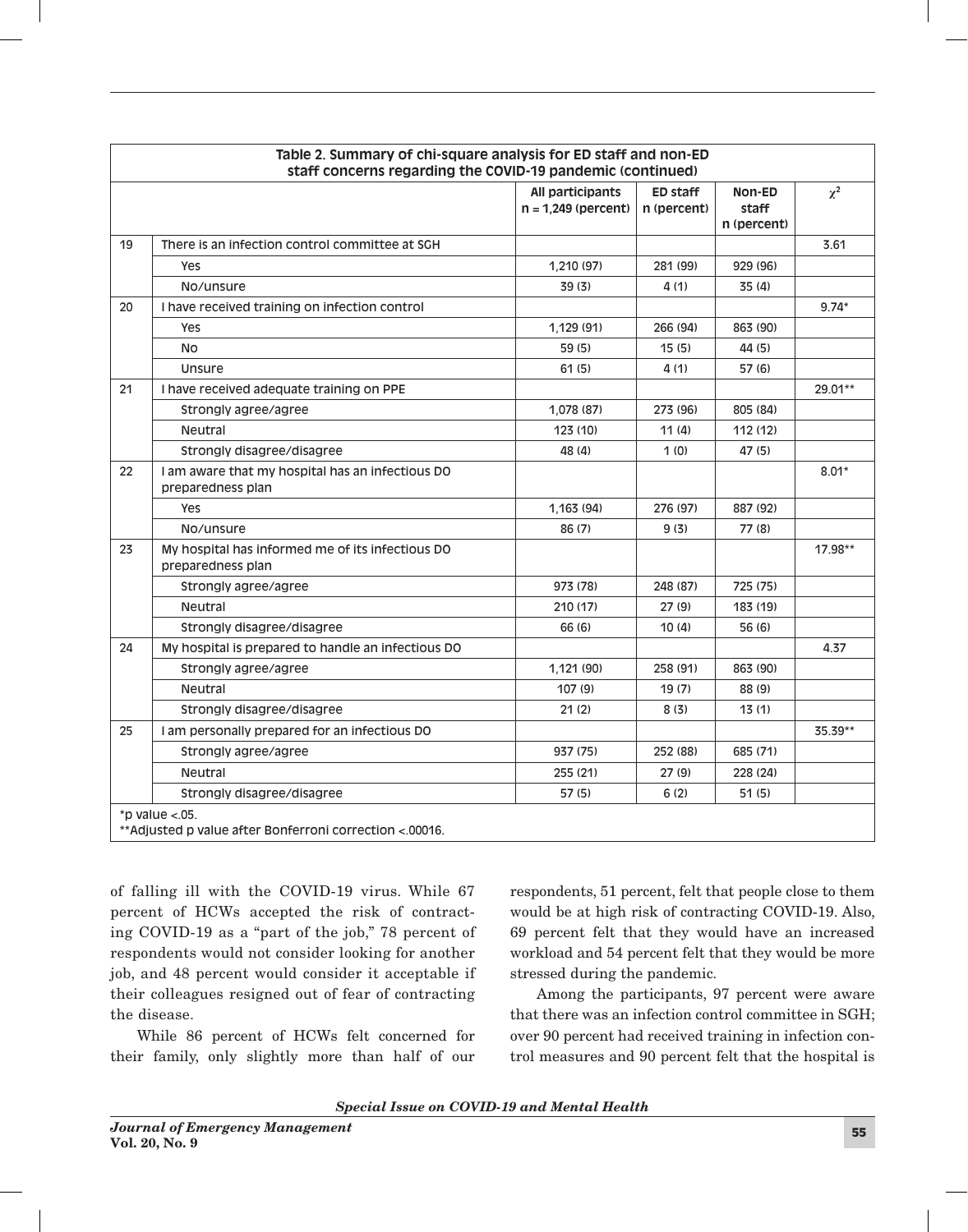**Table 2. Summary of chi-square analysis for ED staff and non-ED staff concerns regarding the COVID-19 pandemic (continued)**

| | | All participants n = 1,249 (percent) | ED staff n (percent) | Non-ED staff n (percent) | $\chi^2$ |
|---|---|---|---|---|---|
| 19 | There is an infection control committee at SGH | | | | 3.61 |
| | Yes | 1,210 (97) | 281 (99) | 929 (96) | |
| | No/unsure | 39 (3) | 4 (1) | 35 (4) | |
| 20 | I have received training on infection control | | | | 9.74* |
| | Yes | 1,129 (91) | 266 (94) | 863 (90) | |
| | No | 59 (5) | 15 (5) | 44 (5) | |
| | Unsure | 61 (5) | 4 (1) | 57 (6) | |
| 21 | I have received adequate training on PPE | | | | 29.01** |
| | Strongly agree/agree | 1,078 (87) | 273 (96) | 805 (84) | |
| | Neutral | 123 (10) | 11 (4) | 112 (12) | |
| | Strongly disagree/disagree | 48 (4) | 1 (0) | 47 (5) | |
| 22 | I am aware that my hospital has an infectious DO preparedness plan | | | | 8.01* |
| | Yes | 1,163 (94) | 276 (97) | 887 (92) | |
| | No/unsure | 86 (7) | 9 (3) | 77 (8) | |
| 23 | My hospital has informed me of its infectious DO preparedness plan | | | | 17.98** |
| | Strongly agree/agree | 973 (78) | 248 (87) | 725 (75) | |
| | Neutral | 210 (17) | 27 (9) | 183 (19) | |
| | Strongly disagree/disagree | 66 (6) | 10 (4) | 56 (6) | |
| 24 | My hospital is prepared to handle an infectious DO | | | | 4.37 |
| | Strongly agree/agree | 1,121 (90) | 258 (91) | 863 (90) | |
| | Neutral | 107 (9) | 19 (7) | 88 (9) | |
| | Strongly disagree/disagree | 21 (2) | 8 (3) | 13 (1) | |
| 25 | I am personally prepared for an infectious DO | | | | 35.39** |
| | Strongly agree/agree | 937 (75) | 252 (88) | 685 (71) | |
| | Neutral | 255 (21) | 27 (9) | 228 (24) | |
| | Strongly disagree/disagree | 57 (5) | 6 (2) | 51 (5) | |

*p value <.05.
**Adjusted p value after Bonferroni correction <.00016.

of falling ill with the COVID-19 virus. While 67 percent of HCWs accepted the risk of contracting COVID-19 as a "part of the job," 78 percent of respondents would not consider looking for another job, and 48 percent would consider it acceptable if their colleagues resigned out of fear of contracting the disease.

While 86 percent of HCWs felt concerned for their family, only slightly more than half of our respondents, 51 percent, felt that people close to them would be at high risk of contracting COVID-19. Also, 69 percent felt that they would have an increased workload and 54 percent felt that they would be more stressed during the pandemic.

Among the participants, 97 percent were aware that there was an infection control committee in SGH; over 90 percent had received training in infection control measures and 90 percent felt that the hospital is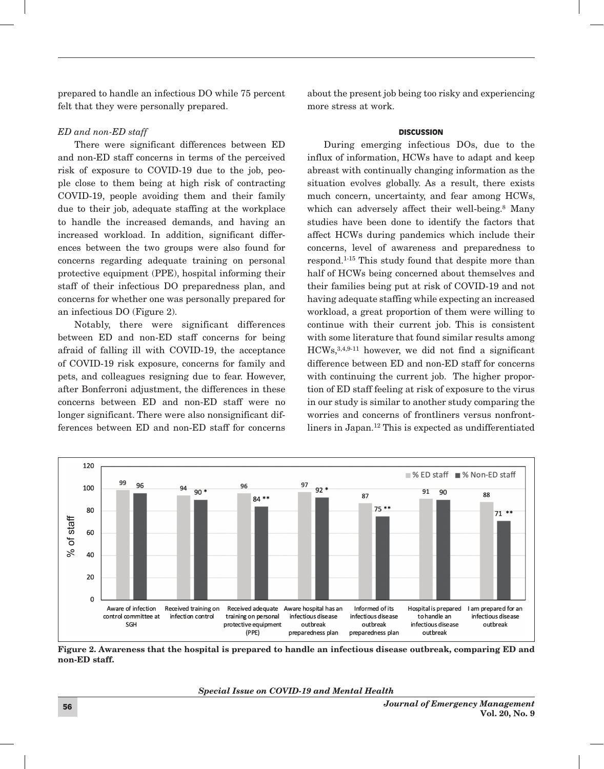prepared to handle an infectious DO while 75 percent felt that they were personally prepared.

*ED and non-ED staff*

There were significant differences between ED and non-ED staff concerns in terms of the perceived risk of exposure to COVID-19 due to the job, people close to them being at high risk of contracting COVID-19, people avoiding them and their family due to their job, adequate staffing at the workplace to handle the increased demands, and having an increased workload. In addition, significant differences between the two groups were also found for concerns regarding adequate training on personal protective equipment (PPE), hospital informing their staff of their infectious DO preparedness plan, and concerns for whether one was personally prepared for an infectious DO (Figure 2).

Notably, there were significant differences between ED and non-ED staff concerns for being afraid of falling ill with COVID-19, the acceptance of COVID-19 risk exposure, concerns for family and pets, and colleagues resigning due to fear. However, after Bonferroni adjustment, the differences in these concerns between ED and non-ED staff were no longer significant. There were also nonsignificant differences between ED and non-ED staff for concerns about the present job being too risky and experiencing more stress at work.

## DISCUSSION

During emerging infectious DOs, due to the influx of information, HCWs have to adapt and keep abreast with continually changing information as the situation evolves globally. As a result, there exists much concern, uncertainty, and fear among HCWs, which can adversely affect their well-being.[8] Many studies have been done to identify the factors that affect HCWs during pandemics which include their concerns, level of awareness and preparedness to respond.[1-15] This study found that despite more than half of HCWs being concerned about themselves and their families being put at risk of COVID-19 and not having adequate staffing while expecting an increased workload, a great proportion of them were willing to continue with their current job. This is consistent with some literature that found similar results among HCWs,[3,4,9-11] however, we did not find a significant difference between ED and non-ED staff for concerns with continuing the current job. The higher proportion of ED staff feeling at risk of exposure to the virus in our study is similar to another study comparing the worries and concerns of frontliners versus nonfrontliners in Japan.[12] This is expected as undifferentiated

| | % ED staff | % Non-ED staff |
|---|---|---|
| Aware of infection control committee at SGH | 99 | 96 |
| Received training on infection control | 94 | 90 * |
| Received adequate training on personal protective equipment (PPE) | 96 | 84 ** |
| Aware hospital has an infectious disease outbreak preparedness plan | 97 | 92 * |
| Informed of its infectious disease outbreak preparedness plan | 87 | 75 ** |
| Hospital is prepared to handle an infectious disease outbreak | 91 | 90 |
| I am prepared for an infectious disease outbreak | 88 | 71 ** |

**Figure 2. Awareness that the hospital is prepared to handle an infectious disease outbreak, comparing ED and non-ED staff.**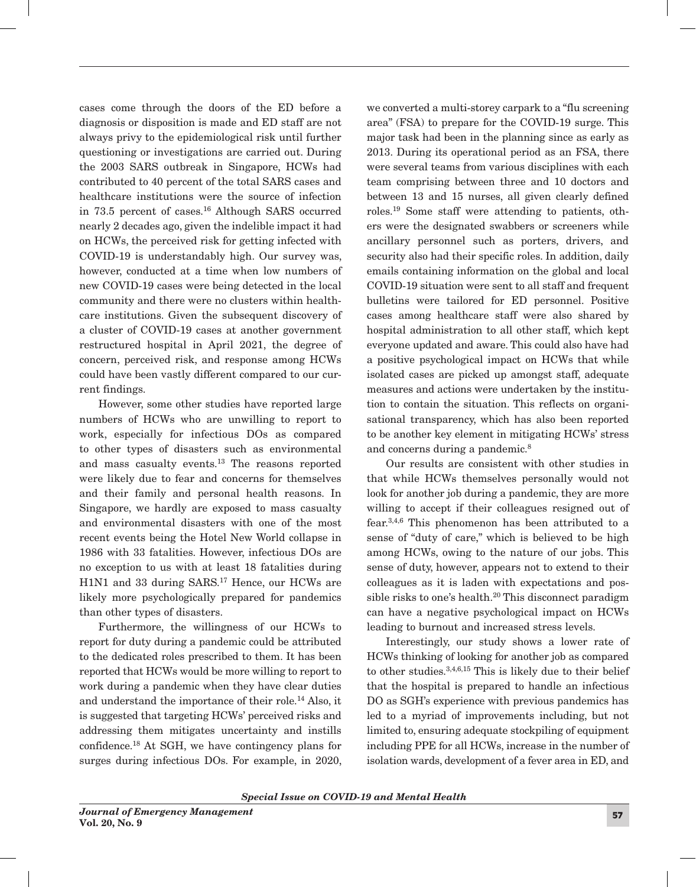cases come through the doors of the ED before a diagnosis or disposition is made and ED staff are not always privy to the epidemiological risk until further questioning or investigations are carried out. During the 2003 SARS outbreak in Singapore, HCWs had contributed to 40 percent of the total SARS cases and healthcare institutions were the source of infection in 73.5 percent of cases.[16] Although SARS occurred nearly 2 decades ago, given the indelible impact it had on HCWs, the perceived risk for getting infected with COVID-19 is understandably high. Our survey was, however, conducted at a time when low numbers of new COVID-19 cases were being detected in the local community and there were no clusters within healthcare institutions. Given the subsequent discovery of a cluster of COVID-19 cases at another government restructured hospital in April 2021, the degree of concern, perceived risk, and response among HCWs could have been vastly different compared to our current findings.

However, some other studies have reported large numbers of HCWs who are unwilling to report to work, especially for infectious DOs as compared to other types of disasters such as environmental and mass casualty events.[13] The reasons reported were likely due to fear and concerns for themselves and their family and personal health reasons. In Singapore, we hardly are exposed to mass casualty and environmental disasters with one of the most recent events being the Hotel New World collapse in 1986 with 33 fatalities. However, infectious DOs are no exception to us with at least 18 fatalities during H1N1 and 33 during SARS.[17] Hence, our HCWs are likely more psychologically prepared for pandemics than other types of disasters.

Furthermore, the willingness of our HCWs to report for duty during a pandemic could be attributed to the dedicated roles prescribed to them. It has been reported that HCWs would be more willing to report to work during a pandemic when they have clear duties and understand the importance of their role.[14] Also, it is suggested that targeting HCWs' perceived risks and addressing them mitigates uncertainty and instills confidence.[18] At SGH, we have contingency plans for surges during infectious DOs. For example, in 2020, we converted a multi-storey carpark to a "flu screening area" (FSA) to prepare for the COVID-19 surge. This major task had been in the planning since as early as 2013. During its operational period as an FSA, there were several teams from various disciplines with each team comprising between three and 10 doctors and between 13 and 15 nurses, all given clearly defined roles.[19] Some staff were attending to patients, others were the designated swabbers or screeners while ancillary personnel such as porters, drivers, and security also had their specific roles. In addition, daily emails containing information on the global and local COVID-19 situation were sent to all staff and frequent bulletins were tailored for ED personnel. Positive cases among healthcare staff were also shared by hospital administration to all other staff, which kept everyone updated and aware. This could also have had a positive psychological impact on HCWs that while isolated cases are picked up amongst staff, adequate measures and actions were undertaken by the institution to contain the situation. This reflects on organisational transparency, which has also been reported to be another key element in mitigating HCWs' stress and concerns during a pandemic.[8]

Our results are consistent with other studies in that while HCWs themselves personally would not look for another job during a pandemic, they are more willing to accept if their colleagues resigned out of fear.[3,4,6] This phenomenon has been attributed to a sense of "duty of care," which is believed to be high among HCWs, owing to the nature of our jobs. This sense of duty, however, appears not to extend to their colleagues as it is laden with expectations and possible risks to one's health.[20] This disconnect paradigm can have a negative psychological impact on HCWs leading to burnout and increased stress levels.

Interestingly, our study shows a lower rate of HCWs thinking of looking for another job as compared to other studies.[3,4,6,15] This is likely due to their belief that the hospital is prepared to handle an infectious DO as SGH's experience with previous pandemics has led to a myriad of improvements including, but not limited to, ensuring adequate stockpiling of equipment including PPE for all HCWs, increase in the number of isolation wards, development of a fever area in ED, and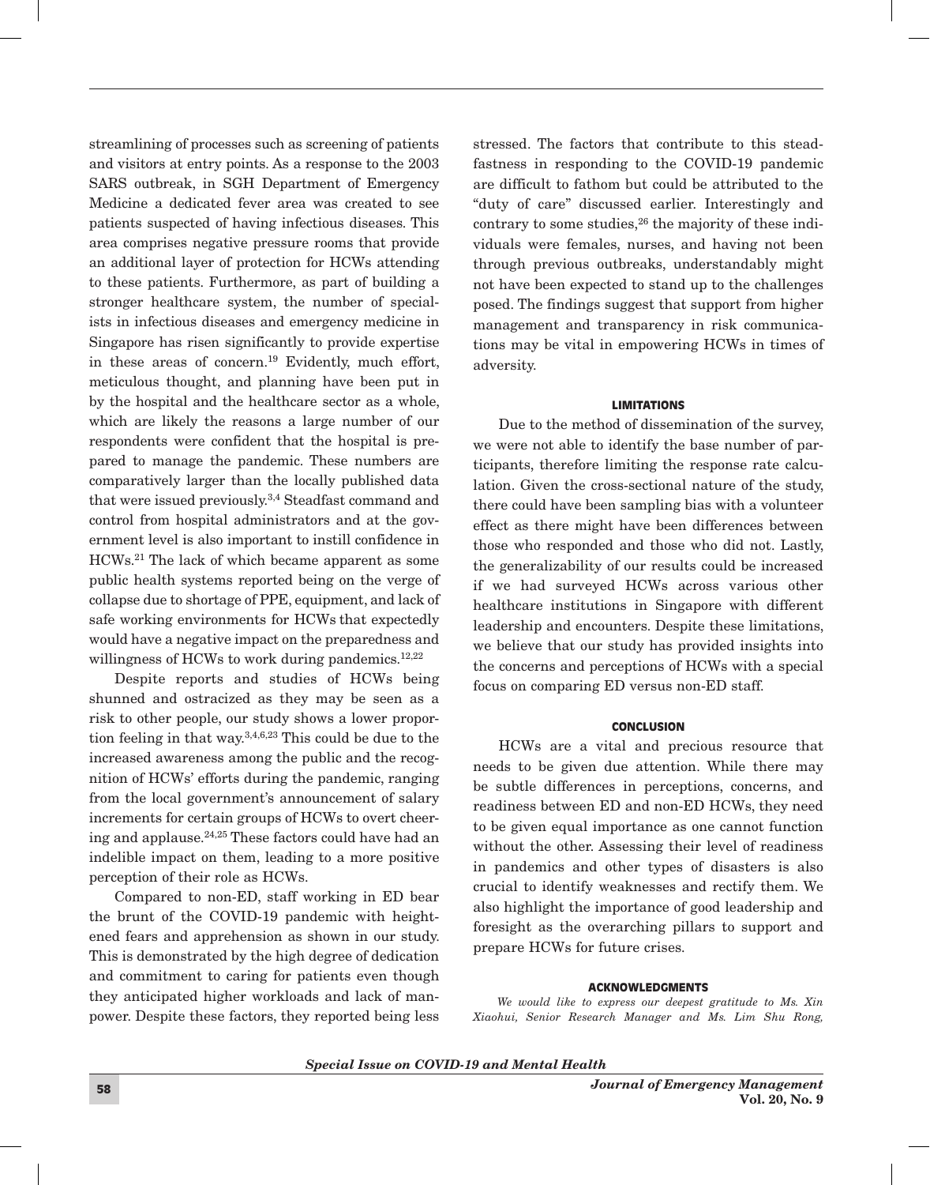streamlining of processes such as screening of patients and visitors at entry points. As a response to the 2003 SARS outbreak, in SGH Department of Emergency Medicine a dedicated fever area was created to see patients suspected of having infectious diseases. This area comprises negative pressure rooms that provide an additional layer of protection for HCWs attending to these patients. Furthermore, as part of building a stronger healthcare system, the number of specialists in infectious diseases and emergency medicine in Singapore has risen significantly to provide expertise in these areas of concern.[19] Evidently, much effort, meticulous thought, and planning have been put in by the hospital and the healthcare sector as a whole, which are likely the reasons a large number of our respondents were confident that the hospital is prepared to manage the pandemic. These numbers are comparatively larger than the locally published data that were issued previously.[3,4] Steadfast command and control from hospital administrators and at the government level is also important to instill confidence in HCWs.[21] The lack of which became apparent as some public health systems reported being on the verge of collapse due to shortage of PPE, equipment, and lack of safe working environments for HCWs that expectedly would have a negative impact on the preparedness and willingness of HCWs to work during pandemics.[12,22]

Despite reports and studies of HCWs being shunned and ostracized as they may be seen as a risk to other people, our study shows a lower proportion feeling in that way.[3,4,6,23] This could be due to the increased awareness among the public and the recognition of HCWs' efforts during the pandemic, ranging from the local government's announcement of salary increments for certain groups of HCWs to overt cheering and applause.[24,25] These factors could have had an indelible impact on them, leading to a more positive perception of their role as HCWs.

Compared to non-ED, staff working in ED bear the brunt of the COVID-19 pandemic with heightened fears and apprehension as shown in our study. This is demonstrated by the high degree of dedication and commitment to caring for patients even though they anticipated higher workloads and lack of manpower. Despite these factors, they reported being less stressed. The factors that contribute to this steadfastness in responding to the COVID-19 pandemic are difficult to fathom but could be attributed to the "duty of care" discussed earlier. Interestingly and contrary to some studies,[26] the majority of these individuals were females, nurses, and having not been through previous outbreaks, understandably might not have been expected to stand up to the challenges posed. The findings suggest that support from higher management and transparency in risk communications may be vital in empowering HCWs in times of adversity.

## LIMITATIONS

Due to the method of dissemination of the survey, we were not able to identify the base number of participants, therefore limiting the response rate calculation. Given the cross-sectional nature of the study, there could have been sampling bias with a volunteer effect as there might have been differences between those who responded and those who did not. Lastly, the generalizability of our results could be increased if we had surveyed HCWs across various other healthcare institutions in Singapore with different leadership and encounters. Despite these limitations, we believe that our study has provided insights into the concerns and perceptions of HCWs with a special focus on comparing ED versus non-ED staff.

## CONCLUSION

HCWs are a vital and precious resource that needs to be given due attention. While there may be subtle differences in perceptions, concerns, and readiness between ED and non-ED HCWs, they need to be given equal importance as one cannot function without the other. Assessing their level of readiness in pandemics and other types of disasters is also crucial to identify weaknesses and rectify them. We also highlight the importance of good leadership and foresight as the overarching pillars to support and prepare HCWs for future crises.

## ACKNOWLEDGMENTS

*We would like to express our deepest gratitude to Ms. Xin Xiaohui, Senior Research Manager and Ms. Lim Shu Rong,*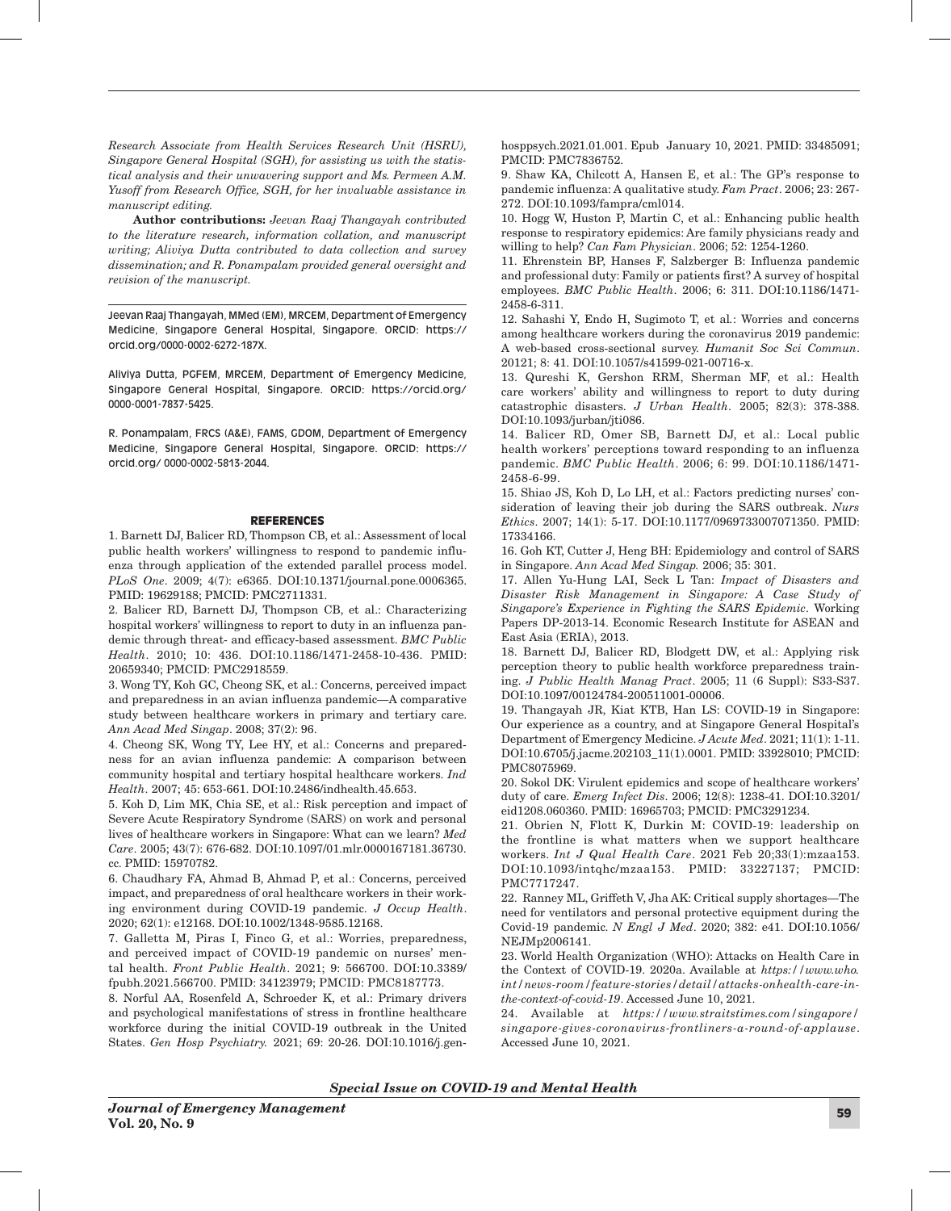*Research Associate from Health Services Research Unit (HSRU), Singapore General Hospital (SGH), for assisting us with the statistical analysis and their unwavering support and Ms. Permeen A.M. Yusoff from Research Office, SGH, for her invaluable assistance in manuscript editing.*

**Author contributions:** *Jeevan Raaj Thangayah contributed to the literature research, information collation, and manuscript writing; Aliviya Dutta contributed to data collection and survey dissemination; and R. Ponampalam provided general oversight and revision of the manuscript.*

Jeevan Raaj Thangayah, MMed (EM), MRCEM, Department of Emergency Medicine, Singapore General Hospital, Singapore. ORCID: https://orcid.org/0000-0002-6272-187X.

Aliviya Dutta, PGFEM, MRCEM, Department of Emergency Medicine, Singapore General Hospital, Singapore. ORCID: https://orcid.org/0000-0001-7837-5425.

R. Ponampalam, FRCS (A&E), FAMS, GDOM, Department of Emergency Medicine, Singapore General Hospital, Singapore. ORCID: https://orcid.org/ 0000-0002-5813-2044.

## REFERENCES

1. Barnett DJ, Balicer RD, Thompson CB, et al.: Assessment of local public health workers' willingness to respond to pandemic influenza through application of the extended parallel process model. *PLoS One*. 2009; 4(7): e6365. DOI:10.1371/journal.pone.0006365. PMID: 19629188; PMCID: PMC2711331.

2. Balicer RD, Barnett DJ, Thompson CB, et al.: Characterizing hospital workers' willingness to report to duty in an influenza pandemic through threat- and efficacy-based assessment. *BMC Public Health*. 2010; 10: 436. DOI:10.1186/1471-2458-10-436. PMID: 20659340; PMCID: PMC2918559.

3. Wong TY, Koh GC, Cheong SK, et al.: Concerns, perceived impact and preparedness in an avian influenza pandemic—A comparative study between healthcare workers in primary and tertiary care. *Ann Acad Med Singap*. 2008; 37(2): 96.

4. Cheong SK, Wong TY, Lee HY, et al.: Concerns and preparedness for an avian influenza pandemic: A comparison between community hospital and tertiary hospital healthcare workers. *Ind Health*. 2007; 45: 653-661. DOI:10.2486/indhealth.45.653.

5. Koh D, Lim MK, Chia SE, et al.: Risk perception and impact of Severe Acute Respiratory Syndrome (SARS) on work and personal lives of healthcare workers in Singapore: What can we learn? *Med Care*. 2005; 43(7): 676-682. DOI:10.1097/01.mlr.0000167181.36730.cc. PMID: 15970782.

6. Chaudhary FA, Ahmad B, Ahmad P, et al.: Concerns, perceived impact, and preparedness of oral healthcare workers in their working environment during COVID-19 pandemic. *J Occup Health*. 2020; 62(1): e12168. DOI:10.1002/1348-9585.12168.

7. Galletta M, Piras I, Finco G, et al.: Worries, preparedness, and perceived impact of COVID-19 pandemic on nurses' mental health. *Front Public Health*. 2021; 9: 566700. DOI:10.3389/fpubh.2021.566700. PMID: 34123979; PMCID: PMC8187773.

8. Norful AA, Rosenfeld A, Schroeder K, et al.: Primary drivers and psychological manifestations of stress in frontline healthcare workforce during the initial COVID-19 outbreak in the United States. *Gen Hosp Psychiatry.* 2021; 69: 20-26. DOI:10.1016/j.genhosppsych.2021.01.001. Epub January 10, 2021. PMID: 33485091; PMCID: PMC7836752.

9. Shaw KA, Chilcott A, Hansen E, et al.: The GP's response to pandemic influenza: A qualitative study. *Fam Pract*. 2006; 23: 267-272. DOI:10.1093/fampra/cml014.

10. Hogg W, Huston P, Martin C, et al.: Enhancing public health response to respiratory epidemics: Are family physicians ready and willing to help? *Can Fam Physician*. 2006; 52: 1254-1260.

11. Ehrenstein BP, Hanses F, Salzberger B: Influenza pandemic and professional duty: Family or patients first? A survey of hospital employees. *BMC Public Health*. 2006; 6: 311. DOI:10.1186/1471-2458-6-311.

12. Sahashi Y, Endo H, Sugimoto T, et al.: Worries and concerns among healthcare workers during the coronavirus 2019 pandemic: A web-based cross-sectional survey. *Humanit Soc Sci Commun*. 20121; 8: 41. DOI:10.1057/s41599-021-00716-x.

13. Qureshi K, Gershon RRM, Sherman MF, et al.: Health care workers' ability and willingness to report to duty during catastrophic disasters. *J Urban Health*. 2005; 82(3): 378-388. DOI:10.1093/jurban/jti086.

14. Balicer RD, Omer SB, Barnett DJ, et al.: Local public health workers' perceptions toward responding to an influenza pandemic. *BMC Public Health*. 2006; 6: 99. DOI:10.1186/1471-2458-6-99.

15. Shiao JS, Koh D, Lo LH, et al.: Factors predicting nurses' consideration of leaving their job during the SARS outbreak. *Nurs Ethics*. 2007; 14(1): 5-17. DOI:10.1177/0969733007071350. PMID: 17334166.

16. Goh KT, Cutter J, Heng BH: Epidemiology and control of SARS in Singapore. *Ann Acad Med Singap.* 2006; 35: 301.

17. Allen Yu-Hung LAI, Seck L Tan: *Impact of Disasters and Disaster Risk Management in Singapore: A Case Study of Singapore's Experience in Fighting the SARS Epidemic*. Working Papers DP-2013-14. Economic Research Institute for ASEAN and East Asia (ERIA), 2013.

18. Barnett DJ, Balicer RD, Blodgett DW, et al.: Applying risk perception theory to public health workforce preparedness training. *J Public Health Manag Pract*. 2005; 11 (6 Suppl): S33-S37. DOI:10.1097/00124784-200511001-00006.

19. Thangayah JR, Kiat KTB, Han LS: COVID-19 in Singapore: Our experience as a country, and at Singapore General Hospital's Department of Emergency Medicine. *J Acute Med*. 2021; 11(1): 1-11. DOI:10.6705/j.jacme.202103_11(1).0001. PMID: 33928010; PMCID: PMC8075969.

20. Sokol DK: Virulent epidemics and scope of healthcare workers' duty of care. *Emerg Infect Dis*. 2006; 12(8): 1238-41. DOI:10.3201/eid1208.060360. PMID: 16965703; PMCID: PMC3291234.

21. Obrien N, Flott K, Durkin M: COVID-19: leadership on the frontline is what matters when we support healthcare workers. *Int J Qual Health Care*. 2021 Feb 20;33(1):mzaa153. DOI:10.1093/intqhc/mzaa153. PMID: 33227137; PMCID: PMC7717247.

22. Ranney ML, Griffeth V, Jha AK: Critical supply shortages—The need for ventilators and personal protective equipment during the Covid-19 pandemic. *N Engl J Med*. 2020; 382: e41. DOI:10.1056/NEJMp2006141.

23. World Health Organization (WHO): Attacks on Health Care in the Context of COVID-19. 2020a. Available at *https://www.who.int/news-room/feature-stories/detail/attacks-onhealth-care-in-the-context-of-covid-19*. Accessed June 10, 2021.

24. Available at *https://www.straitstimes.com/singapore/singapore-gives-coronavirus-frontliners-a-round-of-applause*. Accessed June 10, 2021.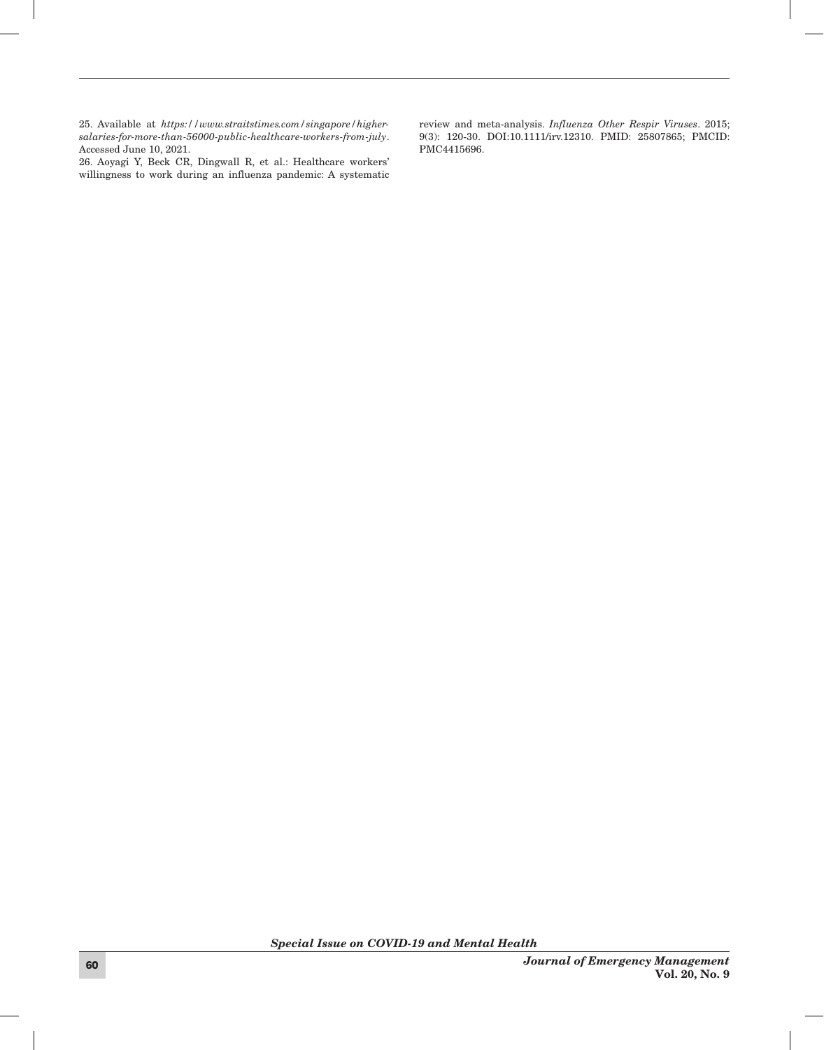25. Available at *https://www.straitstimes.com/singapore/higher-salaries-for-more-than-56000-public-healthcare-workers-from-july*. Accessed June 10, 2021.

26. Aoyagi Y, Beck CR, Dingwall R, et al.: Healthcare workers' willingness to work during an influenza pandemic: A systematic review and meta-analysis. *Influenza Other Respir Viruses*. 2015; 9(3): 120-30. DOI:10.1111/irv.12310. PMID: 25807865; PMCID: PMC4415696.